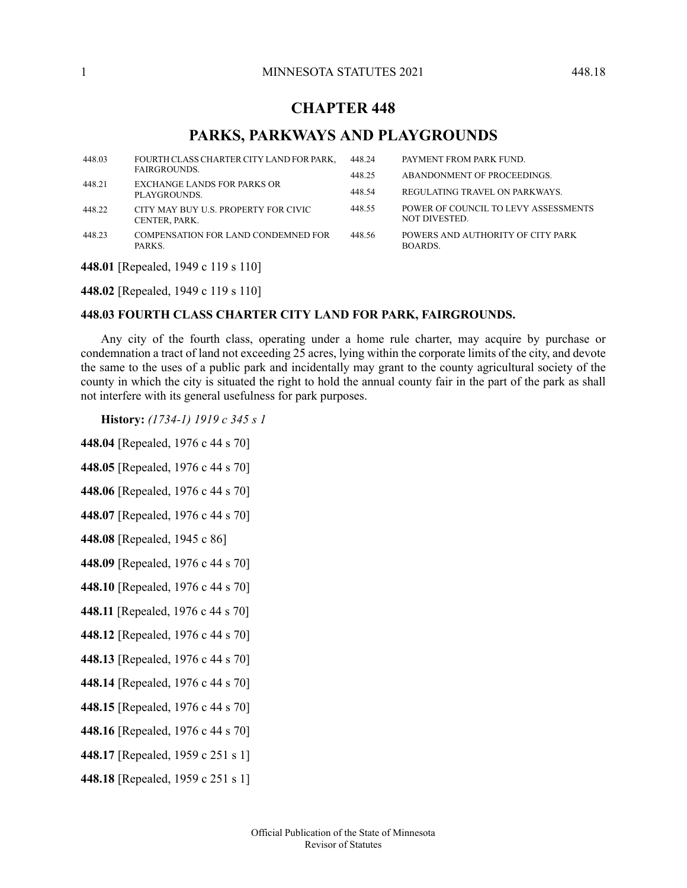# CHAPTER 448

## PARKS, PARKWAYS AND PLAYGROUNDS

| | |
|---|---|
| 448.03 | FOURTH CLASS CHARTER CITY LAND FOR PARK, FAIRGROUNDS. |
| 448.21 | EXCHANGE LANDS FOR PARKS OR PLAYGROUNDS. |
| 448.22 | CITY MAY BUY U.S. PROPERTY FOR CIVIC CENTER, PARK. |
| 448.23 | COMPENSATION FOR LAND CONDEMNED FOR PARKS. |
| 448.24 | PAYMENT FROM PARK FUND. |
| 448.25 | ABANDONMENT OF PROCEEDINGS. |
| 448.54 | REGULATING TRAVEL ON PARKWAYS. |
| 448.55 | POWER OF COUNCIL TO LEVY ASSESSMENTS NOT DIVESTED. |
| 448.56 | POWERS AND AUTHORITY OF CITY PARK BOARDS. |

**448.01** [Repealed, 1949 c 119 s 110]

**448.02** [Repealed, 1949 c 119 s 110]

### 448.03 FOURTH CLASS CHARTER CITY LAND FOR PARK, FAIRGROUNDS.

Any city of the fourth class, operating under a home rule charter, may acquire by purchase or condemnation a tract of land not exceeding 25 acres, lying within the corporate limits of the city, and devote the same to the uses of a public park and incidentally may grant to the county agricultural society of the county in which the city is situated the right to hold the annual county fair in the part of the park as shall not interfere with its general usefulness for park purposes.

**History:** *(1734-1) 1919 c 345 s 1*

**448.04** [Repealed, 1976 c 44 s 70]

**448.05** [Repealed, 1976 c 44 s 70]

**448.06** [Repealed, 1976 c 44 s 70]

**448.07** [Repealed, 1976 c 44 s 70]

**448.08** [Repealed, 1945 c 86]

**448.09** [Repealed, 1976 c 44 s 70]

**448.10** [Repealed, 1976 c 44 s 70]

**448.11** [Repealed, 1976 c 44 s 70]

**448.12** [Repealed, 1976 c 44 s 70]

**448.13** [Repealed, 1976 c 44 s 70]

**448.14** [Repealed, 1976 c 44 s 70]

**448.15** [Repealed, 1976 c 44 s 70]

**448.16** [Repealed, 1976 c 44 s 70]

**448.17** [Repealed, 1959 c 251 s 1]

**448.18** [Repealed, 1959 c 251 s 1]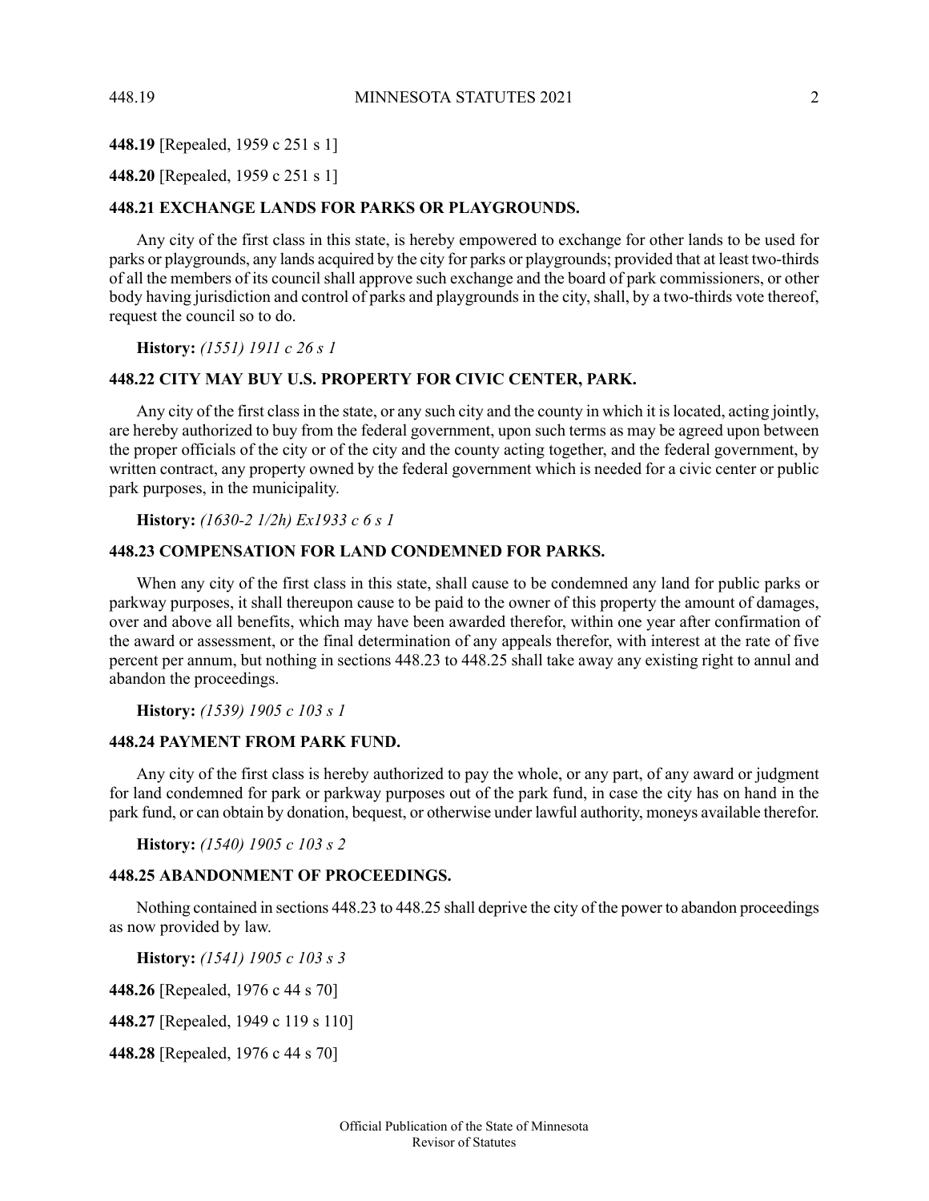**448.19** [Repealed, 1959 c 251 s 1]

**448.20** [Repealed, 1959 c 251 s 1]

### 448.21 EXCHANGE LANDS FOR PARKS OR PLAYGROUNDS.

Any city of the first class in this state, is hereby empowered to exchange for other lands to be used for parks or playgrounds, any lands acquired by the city for parks or playgrounds; provided that at least two-thirds of all the members of its council shall approve such exchange and the board of park commissioners, or other body having jurisdiction and control of parks and playgrounds in the city, shall, by a two-thirds vote thereof, request the council so to do.

**History:** *(1551) 1911 c 26 s 1*

### 448.22 CITY MAY BUY U.S. PROPERTY FOR CIVIC CENTER, PARK.

Any city of the first class in the state, or any such city and the county in which it is located, acting jointly, are hereby authorized to buy from the federal government, upon such terms as may be agreed upon between the proper officials of the city or of the city and the county acting together, and the federal government, by written contract, any property owned by the federal government which is needed for a civic center or public park purposes, in the municipality.

**History:** *(1630-2 1/2h) Ex1933 c 6 s 1*

### 448.23 COMPENSATION FOR LAND CONDEMNED FOR PARKS.

When any city of the first class in this state, shall cause to be condemned any land for public parks or parkway purposes, it shall thereupon cause to be paid to the owner of this property the amount of damages, over and above all benefits, which may have been awarded therefor, within one year after confirmation of the award or assessment, or the final determination of any appeals therefor, with interest at the rate of five percent per annum, but nothing in sections 448.23 to 448.25 shall take away any existing right to annul and abandon the proceedings.

**History:** *(1539) 1905 c 103 s 1*

### 448.24 PAYMENT FROM PARK FUND.

Any city of the first class is hereby authorized to pay the whole, or any part, of any award or judgment for land condemned for park or parkway purposes out of the park fund, in case the city has on hand in the park fund, or can obtain by donation, bequest, or otherwise under lawful authority, moneys available therefor.

**History:** *(1540) 1905 c 103 s 2*

### 448.25 ABANDONMENT OF PROCEEDINGS.

Nothing contained in sections 448.23 to 448.25 shall deprive the city of the power to abandon proceedings as now provided by law.

**History:** *(1541) 1905 c 103 s 3*

**448.26** [Repealed, 1976 c 44 s 70]

**448.27** [Repealed, 1949 c 119 s 110]

**448.28** [Repealed, 1976 c 44 s 70]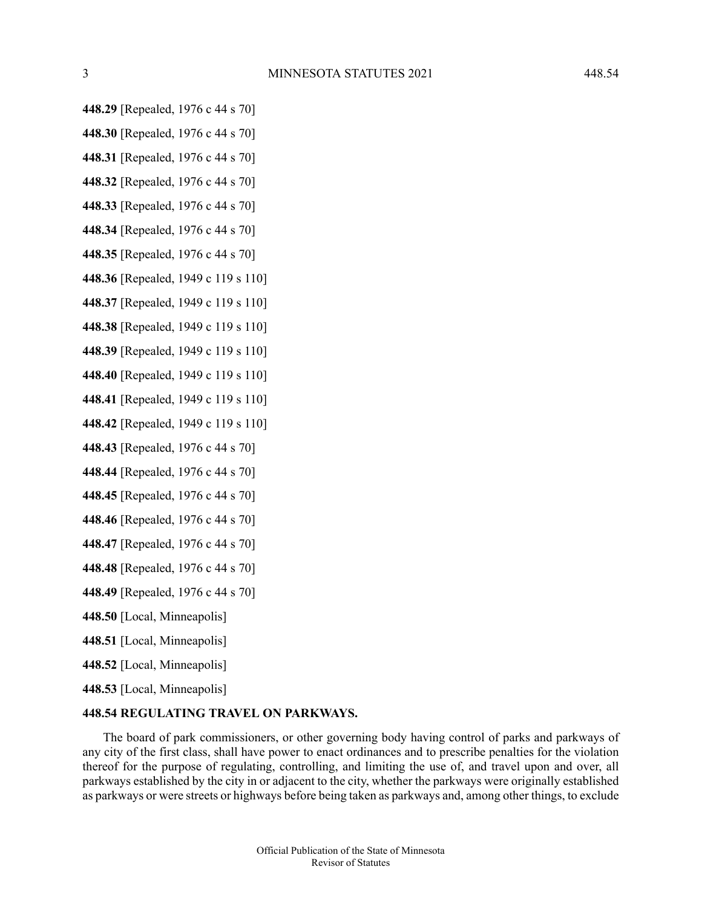**448.29** [Repealed, 1976 c 44 s 70]

**448.30** [Repealed, 1976 c 44 s 70]

**448.31** [Repealed, 1976 c 44 s 70]

**448.32** [Repealed, 1976 c 44 s 70]

**448.33** [Repealed, 1976 c 44 s 70]

**448.34** [Repealed, 1976 c 44 s 70]

**448.35** [Repealed, 1976 c 44 s 70]

**448.36** [Repealed, 1949 c 119 s 110]

**448.37** [Repealed, 1949 c 119 s 110]

**448.38** [Repealed, 1949 c 119 s 110]

**448.39** [Repealed, 1949 c 119 s 110]

**448.40** [Repealed, 1949 c 119 s 110]

**448.41** [Repealed, 1949 c 119 s 110]

**448.42** [Repealed, 1949 c 119 s 110]

**448.43** [Repealed, 1976 c 44 s 70]

**448.44** [Repealed, 1976 c 44 s 70]

**448.45** [Repealed, 1976 c 44 s 70]

**448.46** [Repealed, 1976 c 44 s 70]

**448.47** [Repealed, 1976 c 44 s 70]

**448.48** [Repealed, 1976 c 44 s 70]

**448.49** [Repealed, 1976 c 44 s 70]

**448.50** [Local, Minneapolis]

**448.51** [Local, Minneapolis]

**448.52** [Local, Minneapolis]

**448.53** [Local, Minneapolis]

**448.54 REGULATING TRAVEL ON PARKWAYS.**

The board of park commissioners, or other governing body having control of parks and parkways of any city of the first class, shall have power to enact ordinances and to prescribe penalties for the violation thereof for the purpose of regulating, controlling, and limiting the use of, and travel upon and over, all parkways established by the city in or adjacent to the city, whether the parkways were originally established as parkways or were streets or highways before being taken as parkways and, among other things, to exclude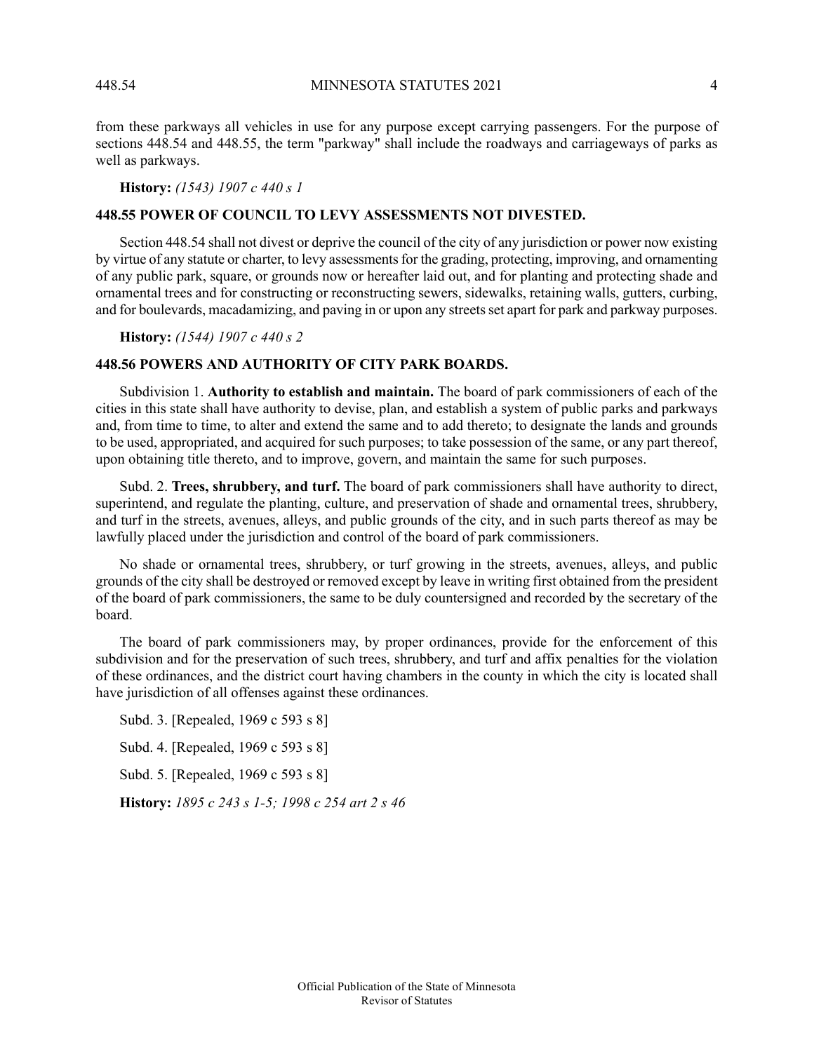from these parkways all vehicles in use for any purpose except carrying passengers. For the purpose of sections 448.54 and 448.55, the term "parkway" shall include the roadways and carriageways of parks as well as parkways.

**History:** *(1543) 1907 c 440 s 1*

## 448.55 POWER OF COUNCIL TO LEVY ASSESSMENTS NOT DIVESTED.

Section 448.54 shall not divest or deprive the council of the city of any jurisdiction or power now existing by virtue of any statute or charter, to levy assessments for the grading, protecting, improving, and ornamenting of any public park, square, or grounds now or hereafter laid out, and for planting and protecting shade and ornamental trees and for constructing or reconstructing sewers, sidewalks, retaining walls, gutters, curbing, and for boulevards, macadamizing, and paving in or upon any streets set apart for park and parkway purposes.

**History:** *(1544) 1907 c 440 s 2*

## 448.56 POWERS AND AUTHORITY OF CITY PARK BOARDS.

Subdivision 1. **Authority to establish and maintain.** The board of park commissioners of each of the cities in this state shall have authority to devise, plan, and establish a system of public parks and parkways and, from time to time, to alter and extend the same and to add thereto; to designate the lands and grounds to be used, appropriated, and acquired for such purposes; to take possession of the same, or any part thereof, upon obtaining title thereto, and to improve, govern, and maintain the same for such purposes.

Subd. 2. **Trees, shrubbery, and turf.** The board of park commissioners shall have authority to direct, superintend, and regulate the planting, culture, and preservation of shade and ornamental trees, shrubbery, and turf in the streets, avenues, alleys, and public grounds of the city, and in such parts thereof as may be lawfully placed under the jurisdiction and control of the board of park commissioners.

No shade or ornamental trees, shrubbery, or turf growing in the streets, avenues, alleys, and public grounds of the city shall be destroyed or removed except by leave in writing first obtained from the president of the board of park commissioners, the same to be duly countersigned and recorded by the secretary of the board.

The board of park commissioners may, by proper ordinances, provide for the enforcement of this subdivision and for the preservation of such trees, shrubbery, and turf and affix penalties for the violation of these ordinances, and the district court having chambers in the county in which the city is located shall have jurisdiction of all offenses against these ordinances.

Subd. 3. [Repealed, 1969 c 593 s 8]

Subd. 4. [Repealed, 1969 c 593 s 8]

Subd. 5. [Repealed, 1969 c 593 s 8]

**History:** *1895 c 243 s 1-5; 1998 c 254 art 2 s 46*